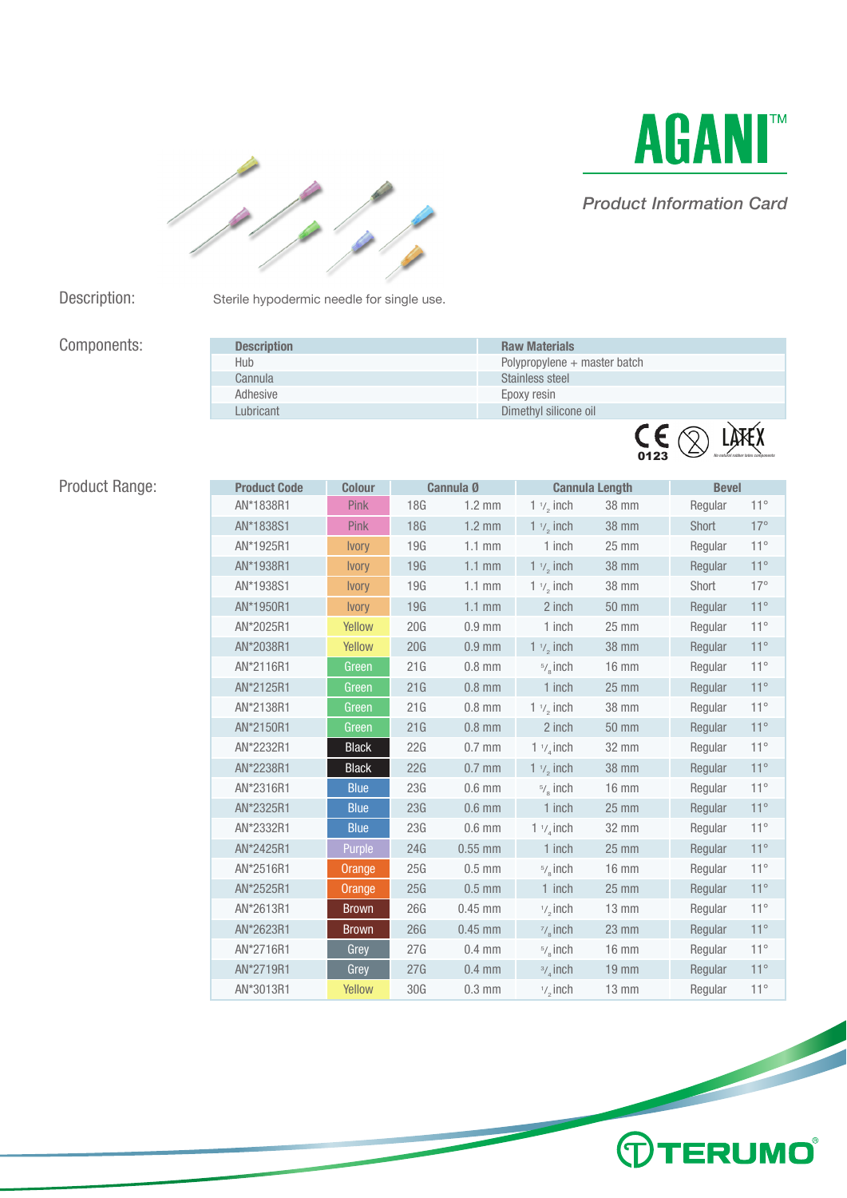# AGANI™

*Product Information Card*

**Description:** Sterile hypodermic needle for single use.

**Components:**

| Description | Raw Materials |
|---|---|
| Hub | Polypropylene + master batch |
| Cannula | Stainless steel |
| Adhesive | Epoxy resin |
| Lubricant | Dimethyl silicone oil |

CE 0123 | LATEX (No natural rubber latex components)

**Product Range:**

| Product Code | Colour | Cannula Ø | | Cannula Length | | Bevel | |
|---|---|---|---|---|---|---|---|
| AN*1838R1 | Pink | 18G | 1.2 mm | 1 1/2 inch | 38 mm | Regular | 11° |
| AN*1838S1 | Pink | 18G | 1.2 mm | 1 1/2 inch | 38 mm | Short | 17° |
| AN*1925R1 | Ivory | 19G | 1.1 mm | 1 inch | 25 mm | Regular | 11° |
| AN*1938R1 | Ivory | 19G | 1.1 mm | 1 1/2 inch | 38 mm | Regular | 11° |
| AN*1938S1 | Ivory | 19G | 1.1 mm | 1 1/2 inch | 38 mm | Short | 17° |
| AN*1950R1 | Ivory | 19G | 1.1 mm | 2 inch | 50 mm | Regular | 11° |
| AN*2025R1 | Yellow | 20G | 0.9 mm | 1 inch | 25 mm | Regular | 11° |
| AN*2038R1 | Yellow | 20G | 0.9 mm | 1 1/2 inch | 38 mm | Regular | 11° |
| AN*2116R1 | Green | 21G | 0.8 mm | 5/8 inch | 16 mm | Regular | 11° |
| AN*2125R1 | Green | 21G | 0.8 mm | 1 inch | 25 mm | Regular | 11° |
| AN*2138R1 | Green | 21G | 0.8 mm | 1 1/2 inch | 38 mm | Regular | 11° |
| AN*2150R1 | Green | 21G | 0.8 mm | 2 inch | 50 mm | Regular | 11° |
| AN*2232R1 | Black | 22G | 0.7 mm | 1 1/4 inch | 32 mm | Regular | 11° |
| AN*2238R1 | Black | 22G | 0.7 mm | 1 1/2 inch | 38 mm | Regular | 11° |
| AN*2316R1 | Blue | 23G | 0.6 mm | 5/8 inch | 16 mm | Regular | 11° |
| AN*2325R1 | Blue | 23G | 0.6 mm | 1 inch | 25 mm | Regular | 11° |
| AN*2332R1 | Blue | 23G | 0.6 mm | 1 1/4 inch | 32 mm | Regular | 11° |
| AN*2425R1 | Purple | 24G | 0.55 mm | 1 inch | 25 mm | Regular | 11° |
| AN*2516R1 | Orange | 25G | 0.5 mm | 5/8 inch | 16 mm | Regular | 11° |
| AN*2525R1 | Orange | 25G | 0.5 mm | 1 inch | 25 mm | Regular | 11° |
| AN*2613R1 | Brown | 26G | 0.45 mm | 1/2 inch | 13 mm | Regular | 11° |
| AN*2623R1 | Brown | 26G | 0.45 mm | 7/8 inch | 23 mm | Regular | 11° |
| AN*2716R1 | Grey | 27G | 0.4 mm | 5/8 inch | 16 mm | Regular | 11° |
| AN*2719R1 | Grey | 27G | 0.4 mm | 3/4 inch | 19 mm | Regular | 11° |
| AN*3013R1 | Yellow | 30G | 0.3 mm | 1/2 inch | 13 mm | Regular | 11° |

TERUMO®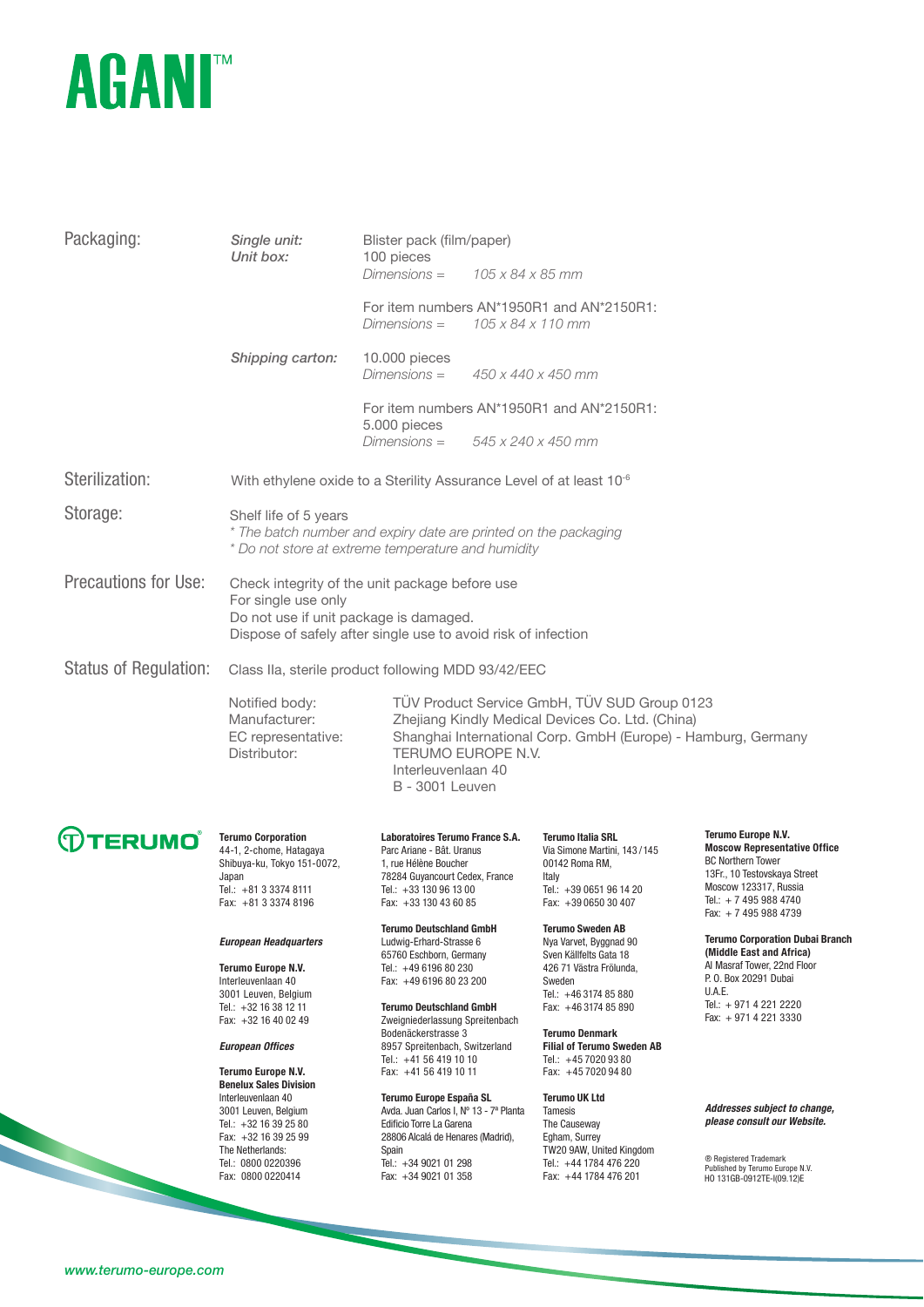# AGANI™

| | | |
|---|---|---|
| Packaging: | *Single unit:* | Blister pack (film/paper) |
| | *Unit box:* | 100 pieces<br>*Dimensions = 105 x 84 x 85 mm*<br><br>For item numbers AN*1950R1 and AN*2150R1:<br>*Dimensions = 105 x 84 x 110 mm* |
| | *Shipping carton:* | 10.000 pieces<br>*Dimensions = 450 x 440 x 450 mm*<br><br>For item numbers AN*1950R1 and AN*2150R1:<br>5.000 pieces<br>*Dimensions = 545 x 240 x 450 mm* |

**Sterilization:** With ethylene oxide to a Sterility Assurance Level of at least $10^{-6}$

**Storage:** Shelf life of 5 years

*\* The batch number and expiry date are printed on the packaging*
*\* Do not store at extreme temperature and humidity*

**Precautions for Use:**
Check integrity of the unit package before use
For single use only
Do not use if unit package is damaged.
Dispose of safely after single use to avoid risk of infection

**Status of Regulation:** Class IIa, sterile product following MDD 93/42/EEC

| | |
|---|---|
| Notified body: | TÜV Product Service GmbH, TÜV SUD Group 0123 |
| Manufacturer: | Zhejiang Kindly Medical Devices Co. Ltd. (China) |
| EC representative: | Shanghai International Corp. GmbH (Europe) - Hamburg, Germany |
| Distributor: | TERUMO EUROPE N.V.<br>Interleuvenlaan 40<br>B - 3001 Leuven |

TERUMO®

**Terumo Corporation**
44-1, 2-chome, Hatagaya
Shibuya-ku, Tokyo 151-0072,
Japan
Tel.: +81 3 3374 8111
Fax: +81 3 3374 8196

***European Headquarters***

**Terumo Europe N.V.**
Interleuvenlaan 40
3001 Leuven, Belgium
Tel.: +32 16 38 12 11
Fax: +32 16 40 02 49

***European Offices***

**Terumo Europe N.V.**
**Benelux Sales Division**
Interleuvenlaan 40
3001 Leuven, Belgium
Tel.: +32 16 39 25 80
Fax: +32 16 39 25 99
The Netherlands:
Tel.: 0800 0220396
Fax: 0800 0220414

**Laboratoires Terumo France S.A.**
Parc Ariane - Bât. Uranus
1, rue Hélène Boucher
78284 Guyancourt Cedex, France
Tel.: +33 130 96 13 00
Fax: +33 130 43 60 85

**Terumo Deutschland GmbH**
Ludwig-Erhard-Strasse 6
65760 Eschborn, Germany
Tel.: +49 6196 80 230
Fax: +49 6196 80 23 200

**Terumo Deutschland GmbH**
Zweigniederlassung Spreitenbach
Bodenäckerstrasse 3
8957 Spreitenbach, Switzerland
Tel.: +41 56 419 10 10
Fax: +41 56 419 10 11

**Terumo Europe España SL**
Avda. Juan Carlos I, Nº 13 - 7ª Planta
Edificio Torre La Garena
28806 Alcalá de Henares (Madrid),
Spain
Tel.: +34 9021 01 298
Fax: +34 9021 01 358

**Terumo Italia SRL**
Via Simone Martini, 143 / 145
00142 Roma RM,
Italy
Tel.: +39 0651 96 14 20
Fax: +39 0650 30 407

**Terumo Sweden AB**
Nya Varvet, Byggnad 90
Sven Källfelts Gata 18
426 71 Västra Frölunda,
Sweden
Tel.: +46 3174 85 880
Fax: +46 3174 85 890

**Terumo Denmark**
**Filial of Terumo Sweden AB**
Tel.: +45 7020 93 80
Fax: +45 7020 94 80

**Terumo UK Ltd**
Tamesis
The Causeway
Egham, Surrey
TW20 9AW, United Kingdom
Tel.: +44 1784 476 220
Fax: +44 1784 476 201

**Terumo Europe N.V.**
**Moscow Representative Office**
BC Northern Tower
13Fr., 10 Testovskaya Street
Moscow 123317, Russia
Tel.: + 7 495 988 4740
Fax: + 7 495 988 4739

**Terumo Corporation Dubai Branch**
**(Middle East and Africa)**
Al Masraf Tower, 22nd Floor
P. O. Box 20291 Dubai
U.A.E.
Tel.: + 971 4 221 2220
Fax: + 971 4 221 3330

***Addresses subject to change, please consult our Website.***

® Registered Trademark
Published by Terumo Europe N.V.
HO 131GB-0912TE-I(09.12)E

*www.terumo-europe.com*